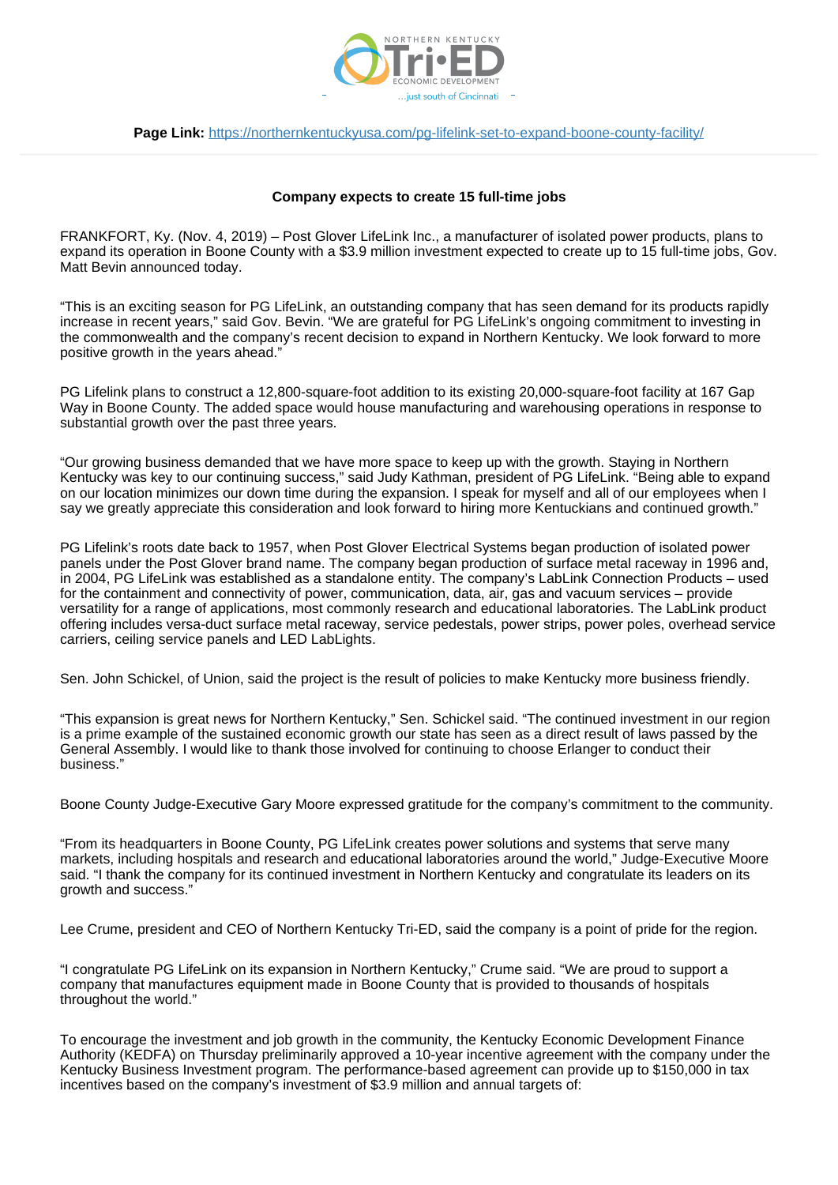**Page Link:** https://northernkentuckyusa.com/pg-lifelink-set-to-expand-boone-county-facility/

**Company expects to create 15 full-time jobs**

FRANKFORT, Ky. (Nov. 4, 2019) – Post Glover LifeLink Inc., a manufacturer of isolated power products, plans to expand its operation in Boone County with a $3.9 million investment expected to create up to 15 full-time jobs, Gov. Matt Bevin announced today.

"This is an exciting season for PG LifeLink, an outstanding company that has seen demand for its products rapidly increase in recent years," said Gov. Bevin. "We are grateful for PG LifeLink's ongoing commitment to investing in the commonwealth and the company's recent decision to expand in Northern Kentucky. We look forward to more positive growth in the years ahead."

PG Lifelink plans to construct a 12,800-square-foot addition to its existing 20,000-square-foot facility at 167 Gap Way in Boone County. The added space would house manufacturing and warehousing operations in response to substantial growth over the past three years.

"Our growing business demanded that we have more space to keep up with the growth. Staying in Northern Kentucky was key to our continuing success," said Judy Kathman, president of PG LifeLink. "Being able to expand on our location minimizes our down time during the expansion. I speak for myself and all of our employees when I say we greatly appreciate this consideration and look forward to hiring more Kentuckians and continued growth."

PG Lifelink's roots date back to 1957, when Post Glover Electrical Systems began production of isolated power panels under the Post Glover brand name. The company began production of surface metal raceway in 1996 and, in 2004, PG LifeLink was established as a standalone entity. The company's LabLink Connection Products – used for the containment and connectivity of power, communication, data, air, gas and vacuum services – provide versatility for a range of applications, most commonly research and educational laboratories. The LabLink product offering includes versa-duct surface metal raceway, service pedestals, power strips, power poles, overhead service carriers, ceiling service panels and LED LabLights.

Sen. John Schickel, of Union, said the project is the result of policies to make Kentucky more business friendly.

"This expansion is great news for Northern Kentucky," Sen. Schickel said. "The continued investment in our region is a prime example of the sustained economic growth our state has seen as a direct result of laws passed by the General Assembly. I would like to thank those involved for continuing to choose Erlanger to conduct their business."

Boone County Judge-Executive Gary Moore expressed gratitude for the company's commitment to the community.

"From its headquarters in Boone County, PG LifeLink creates power solutions and systems that serve many markets, including hospitals and research and educational laboratories around the world," Judge-Executive Moore said. "I thank the company for its continued investment in Northern Kentucky and congratulate its leaders on its growth and success."

Lee Crume, president and CEO of Northern Kentucky Tri-ED, said the company is a point of pride for the region.

"I congratulate PG LifeLink on its expansion in Northern Kentucky," Crume said. "We are proud to support a company that manufactures equipment made in Boone County that is provided to thousands of hospitals throughout the world."

To encourage the investment and job growth in the community, the Kentucky Economic Development Finance Authority (KEDFA) on Thursday preliminarily approved a 10-year incentive agreement with the company under the Kentucky Business Investment program. The performance-based agreement can provide up to $150,000 in tax incentives based on the company's investment of $3.9 million and annual targets of: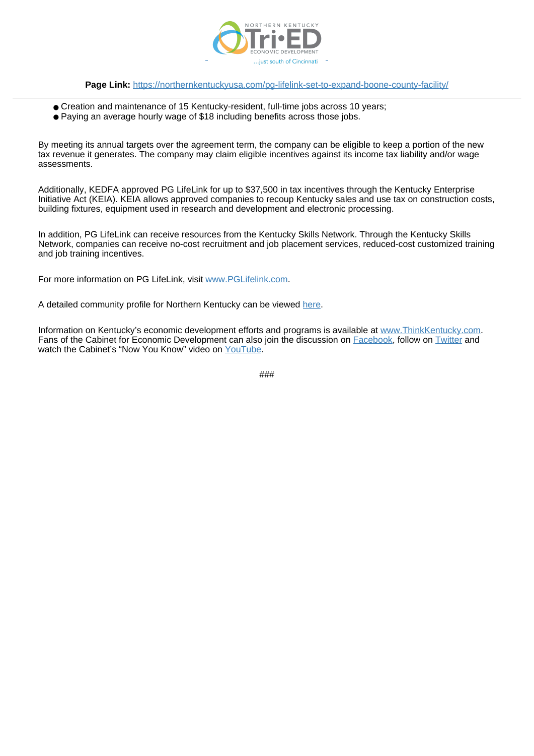**Page Link:** [https://northernkentuckyusa.com/pg-lifelink-set-to-expand-boone-county-facility/](https://northernkentuckyusa.com/pg-lifelink-set-to-expand-boone-county-facility/)

- Creation and maintenance of 15 Kentucky-resident, full-time jobs across 10 years;
- Paying an average hourly wage of $18 including benefits across those jobs.

By meeting its annual targets over the agreement term, the company can be eligible to keep a portion of the new tax revenue it generates. The company may claim eligible incentives against its income tax liability and/or wage assessments.

Additionally, KEDFA approved PG LifeLink for up to $37,500 in tax incentives through the Kentucky Enterprise Initiative Act (KEIA). KEIA allows approved companies to recoup Kentucky sales and use tax on construction costs, building fixtures, equipment used in research and development and electronic processing.

In addition, PG LifeLink can receive resources from the Kentucky Skills Network. Through the Kentucky Skills Network, companies can receive no-cost recruitment and job placement services, reduced-cost customized training and job training incentives.

For more information on PG LifeLink, visit [www.PGLifelink.com](http://www.PGLifelink.com).

A detailed community profile for Northern Kentucky can be viewed here.

Information on Kentucky's economic development efforts and programs is available at [www.ThinkKentucky.com](http://www.ThinkKentucky.com). Fans of the Cabinet for Economic Development can also join the discussion on Facebook, follow on Twitter and watch the Cabinet's "Now You Know" video on YouTube.

###